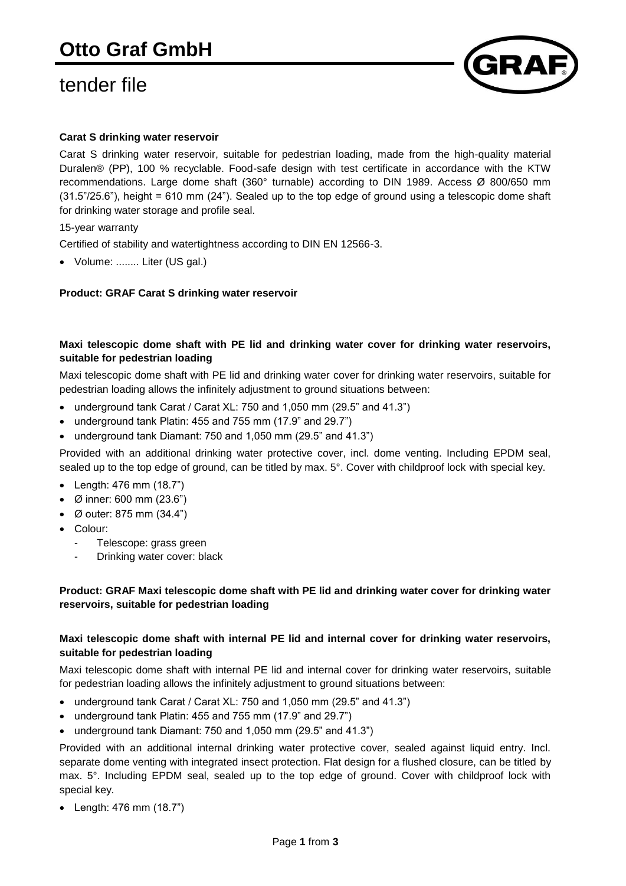# Otto Graf GmbH

# tender file

**Carat S drinking water reservoir**

Carat S drinking water reservoir, suitable for pedestrian loading, made from the high-quality material Duralen® (PP), 100 % recyclable. Food-safe design with test certificate in accordance with the KTW recommendations. Large dome shaft (360° turnable) according to DIN 1989. Access Ø 800/650 mm (31.5"/25.6"), height = 610 mm (24"). Sealed up to the top edge of ground using a telescopic dome shaft for drinking water storage and profile seal.

15-year warranty

Certified of stability and watertightness according to DIN EN 12566-3.

- Volume: ........ Liter (US gal.)

**Product: GRAF Carat S drinking water reservoir**

**Maxi telescopic dome shaft with PE lid and drinking water cover for drinking water reservoirs, suitable for pedestrian loading**

Maxi telescopic dome shaft with PE lid and drinking water cover for drinking water reservoirs, suitable for pedestrian loading allows the infinitely adjustment to ground situations between:

- underground tank Carat / Carat XL: 750 and 1,050 mm (29.5" and 41.3")
- underground tank Platin: 455 and 755 mm (17.9" and 29.7")
- underground tank Diamant: 750 and 1,050 mm (29.5" and 41.3")

Provided with an additional drinking water protective cover, incl. dome venting. Including EPDM seal, sealed up to the top edge of ground, can be titled by max. 5°. Cover with childproof lock with special key.

- Length: 476 mm (18.7")
- Ø inner: 600 mm (23.6")
- Ø outer: 875 mm (34.4")
- Colour:
  - Telescope: grass green
  - Drinking water cover: black

**Product: GRAF Maxi telescopic dome shaft with PE lid and drinking water cover for drinking water reservoirs, suitable for pedestrian loading**

**Maxi telescopic dome shaft with internal PE lid and internal cover for drinking water reservoirs, suitable for pedestrian loading**

Maxi telescopic dome shaft with internal PE lid and internal cover for drinking water reservoirs, suitable for pedestrian loading allows the infinitely adjustment to ground situations between:

- underground tank Carat / Carat XL: 750 and 1,050 mm (29.5" and 41.3")
- underground tank Platin: 455 and 755 mm (17.9" and 29.7")
- underground tank Diamant: 750 and 1,050 mm (29.5" and 41.3")

Provided with an additional internal drinking water protective cover, sealed against liquid entry. Incl. separate dome venting with integrated insect protection. Flat design for a flushed closure, can be titled by max. 5°. Including EPDM seal, sealed up to the top edge of ground. Cover with childproof lock with special key.

- Length: 476 mm (18.7")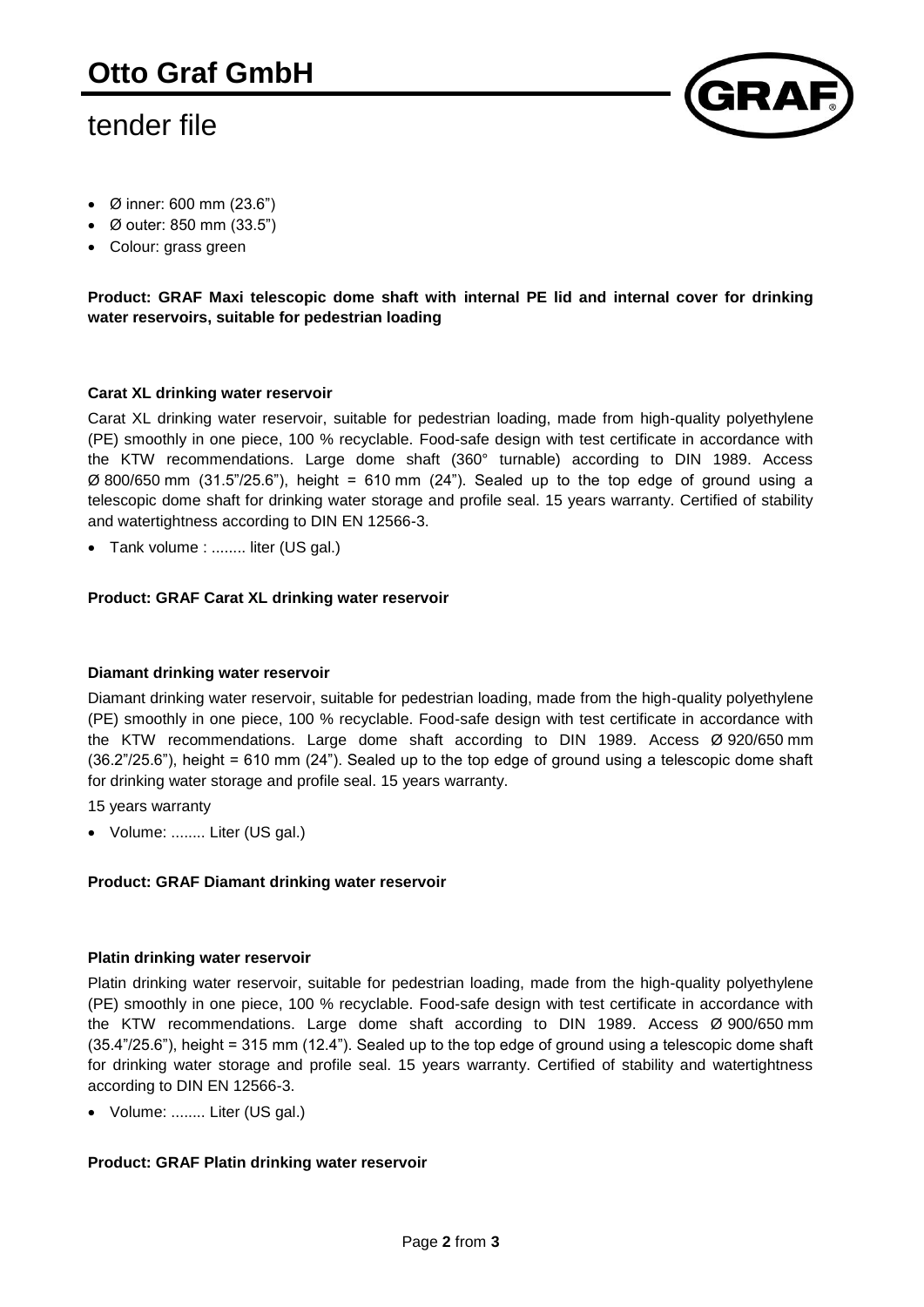- Ø inner: 600 mm (23.6")
- Ø outer: 850 mm (33.5")
- Colour: grass green

**Product: GRAF Maxi telescopic dome shaft with internal PE lid and internal cover for drinking water reservoirs, suitable for pedestrian loading**

**Carat XL drinking water reservoir**

Carat XL drinking water reservoir, suitable for pedestrian loading, made from high-quality polyethylene (PE) smoothly in one piece, 100 % recyclable. Food-safe design with test certificate in accordance with the KTW recommendations. Large dome shaft (360° turnable) according to DIN 1989. Access Ø 800/650 mm (31.5"/25.6"), height = 610 mm (24"). Sealed up to the top edge of ground using a telescopic dome shaft for drinking water storage and profile seal. 15 years warranty. Certified of stability and watertightness according to DIN EN 12566-3.

- Tank volume : ........ liter (US gal.)

**Product: GRAF Carat XL drinking water reservoir**

**Diamant drinking water reservoir**

Diamant drinking water reservoir, suitable for pedestrian loading, made from the high-quality polyethylene (PE) smoothly in one piece, 100 % recyclable. Food-safe design with test certificate in accordance with the KTW recommendations. Large dome shaft according to DIN 1989. Access Ø 920/650 mm (36.2"/25.6"), height = 610 mm (24"). Sealed up to the top edge of ground using a telescopic dome shaft for drinking water storage and profile seal. 15 years warranty.

15 years warranty

- Volume: ........ Liter (US gal.)

**Product: GRAF Diamant drinking water reservoir**

**Platin drinking water reservoir**

Platin drinking water reservoir, suitable for pedestrian loading, made from the high-quality polyethylene (PE) smoothly in one piece, 100 % recyclable. Food-safe design with test certificate in accordance with the KTW recommendations. Large dome shaft according to DIN 1989. Access Ø 900/650 mm (35.4"/25.6"), height = 315 mm (12.4"). Sealed up to the top edge of ground using a telescopic dome shaft for drinking water storage and profile seal. 15 years warranty. Certified of stability and watertightness according to DIN EN 12566-3.

- Volume: ........ Liter (US gal.)

**Product: GRAF Platin drinking water reservoir**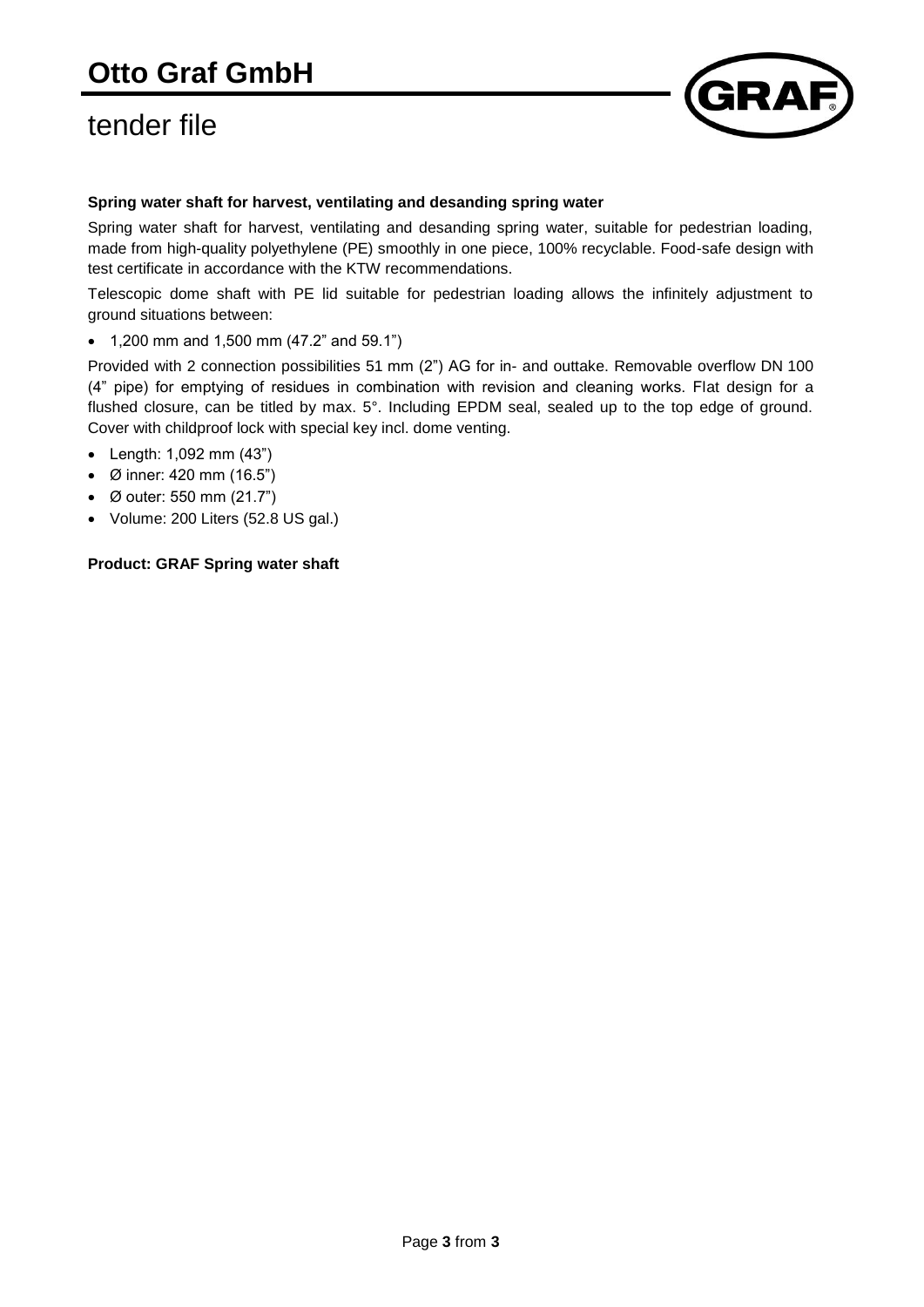# Otto Graf GmbH

## tender file

**Spring water shaft for harvest, ventilating and desanding spring water**

Spring water shaft for harvest, ventilating and desanding spring water, suitable for pedestrian loading, made from high-quality polyethylene (PE) smoothly in one piece, 100% recyclable. Food-safe design with test certificate in accordance with the KTW recommendations.

Telescopic dome shaft with PE lid suitable for pedestrian loading allows the infinitely adjustment to ground situations between:

- 1,200 mm and 1,500 mm (47.2" and 59.1")

Provided with 2 connection possibilities 51 mm (2") AG for in- and outtake. Removable overflow DN 100 (4" pipe) for emptying of residues in combination with revision and cleaning works. Flat design for a flushed closure, can be titled by max. 5°. Including EPDM seal, sealed up to the top edge of ground. Cover with childproof lock with special key incl. dome venting.

- Length: 1,092 mm (43")
- Ø inner: 420 mm (16.5")
- Ø outer: 550 mm (21.7")
- Volume: 200 Liters (52.8 US gal.)

**Product: GRAF Spring water shaft**